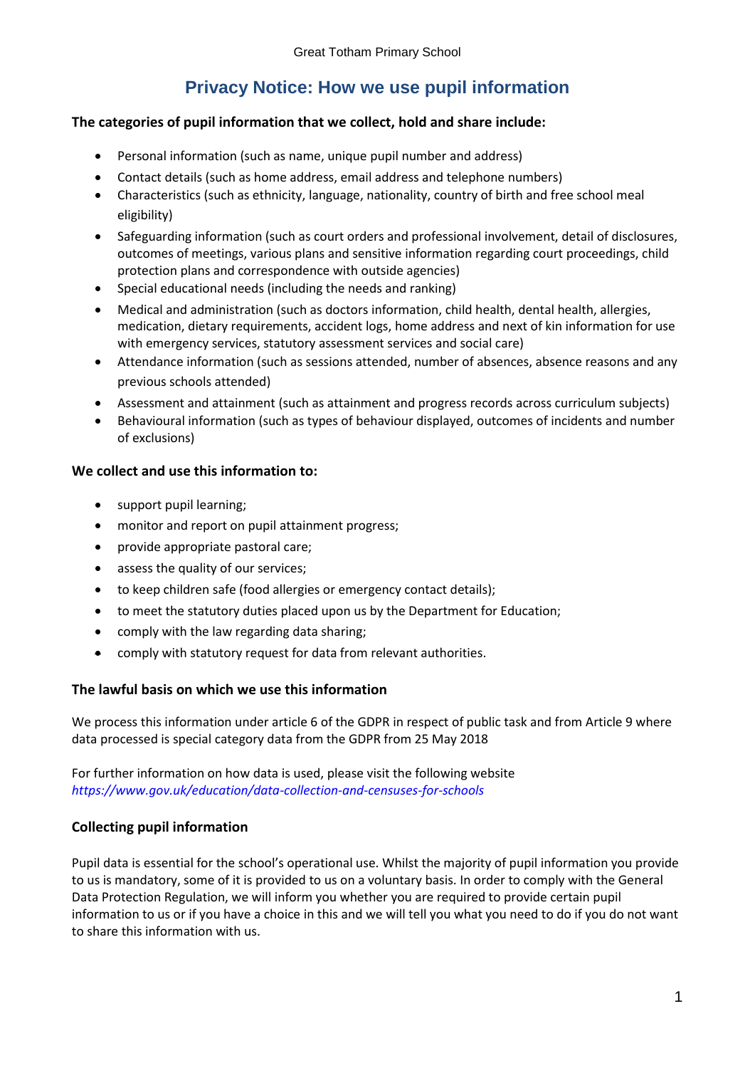Great Totham Primary School

# Privacy Notice: How we use pupil information

**The categories of pupil information that we collect, hold and share include:**

- Personal information (such as name, unique pupil number and address)
- Contact details (such as home address, email address and telephone numbers)
- Characteristics (such as ethnicity, language, nationality, country of birth and free school meal eligibility)
- Safeguarding information (such as court orders and professional involvement, detail of disclosures, outcomes of meetings, various plans and sensitive information regarding court proceedings, child protection plans and correspondence with outside agencies)
- Special educational needs (including the needs and ranking)
- Medical and administration (such as doctors information, child health, dental health, allergies, medication, dietary requirements, accident logs, home address and next of kin information for use with emergency services, statutory assessment services and social care)
- Attendance information (such as sessions attended, number of absences, absence reasons and any previous schools attended)
- Assessment and attainment (such as attainment and progress records across curriculum subjects)
- Behavioural information (such as types of behaviour displayed, outcomes of incidents and number of exclusions)

**We collect and use this information to:**

- support pupil learning;
- monitor and report on pupil attainment progress;
- provide appropriate pastoral care;
- assess the quality of our services;
- to keep children safe (food allergies or emergency contact details);
- to meet the statutory duties placed upon us by the Department for Education;
- comply with the law regarding data sharing;
- comply with statutory request for data from relevant authorities.

**The lawful basis on which we use this information**

We process this information under article 6 of the GDPR in respect of public task and from Article 9 where data processed is special category data from the GDPR from 25 May 2018

For further information on how data is used, please visit the following website *https://www.gov.uk/education/data-collection-and-censuses-for-schools*

**Collecting pupil information**

Pupil data is essential for the school's operational use. Whilst the majority of pupil information you provide to us is mandatory, some of it is provided to us on a voluntary basis. In order to comply with the General Data Protection Regulation, we will inform you whether you are required to provide certain pupil information to us or if you have a choice in this and we will tell you what you need to do if you do not want to share this information with us.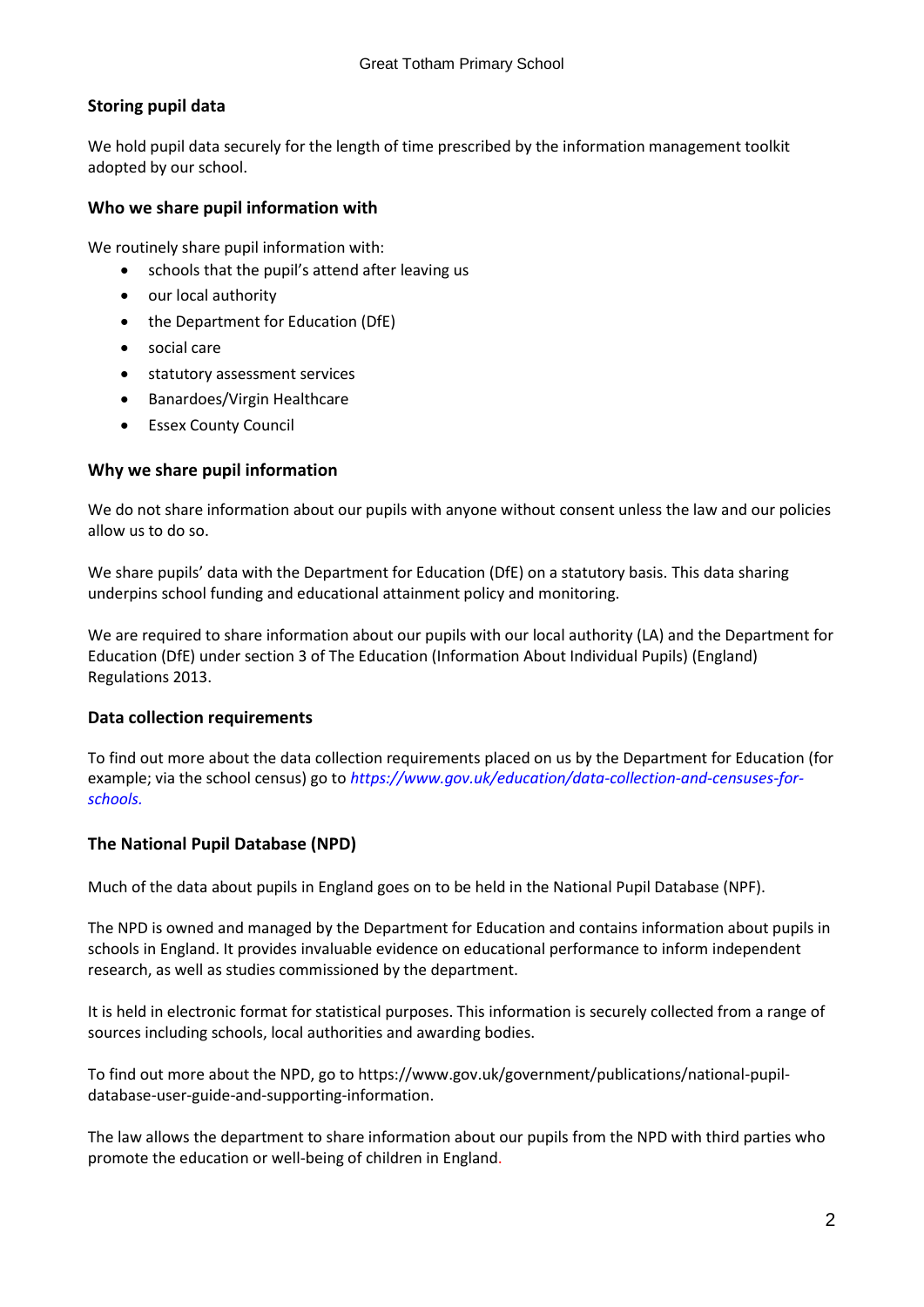## Storing pupil data

We hold pupil data securely for the length of time prescribed by the information management toolkit adopted by our school.

## Who we share pupil information with

We routinely share pupil information with:

- schools that the pupil's attend after leaving us
- our local authority
- the Department for Education (DfE)
- social care
- statutory assessment services
- Banardoes/Virgin Healthcare
- Essex County Council

## Why we share pupil information

We do not share information about our pupils with anyone without consent unless the law and our policies allow us to do so.

We share pupils' data with the Department for Education (DfE) on a statutory basis. This data sharing underpins school funding and educational attainment policy and monitoring.

We are required to share information about our pupils with our local authority (LA) and the Department for Education (DfE) under section 3 of The Education (Information About Individual Pupils) (England) Regulations 2013.

## Data collection requirements

To find out more about the data collection requirements placed on us by the Department for Education (for example; via the school census) go to *https://www.gov.uk/education/data-collection-and-censuses-for-schools.*

## The National Pupil Database (NPD)

Much of the data about pupils in England goes on to be held in the National Pupil Database (NPF).

The NPD is owned and managed by the Department for Education and contains information about pupils in schools in England. It provides invaluable evidence on educational performance to inform independent research, as well as studies commissioned by the department.

It is held in electronic format for statistical purposes. This information is securely collected from a range of sources including schools, local authorities and awarding bodies.

To find out more about the NPD, go to https://www.gov.uk/government/publications/national-pupil-database-user-guide-and-supporting-information.

The law allows the department to share information about our pupils from the NPD with third parties who promote the education or well-being of children in England.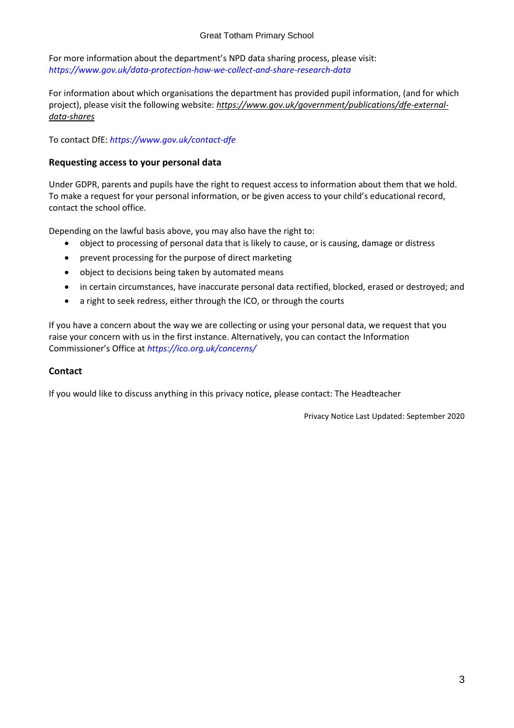For more information about the department's NPD data sharing process, please visit: *https://www.gov.uk/data-protection-how-we-collect-and-share-research-data*

For information about which organisations the department has provided pupil information, (and for which project), please visit the following website: *https://www.gov.uk/government/publications/dfe-external-data-shares*

To contact DfE: *https://www.gov.uk/contact-dfe*

## Requesting access to your personal data

Under GDPR, parents and pupils have the right to request access to information about them that we hold. To make a request for your personal information, or be given access to your child's educational record, contact the school office.

Depending on the lawful basis above, you may also have the right to:

- object to processing of personal data that is likely to cause, or is causing, damage or distress
- prevent processing for the purpose of direct marketing
- object to decisions being taken by automated means
- in certain circumstances, have inaccurate personal data rectified, blocked, erased or destroyed; and
- a right to seek redress, either through the ICO, or through the courts

If you have a concern about the way we are collecting or using your personal data, we request that you raise your concern with us in the first instance. Alternatively, you can contact the Information Commissioner's Office at *https://ico.org.uk/concerns/*

## Contact

If you would like to discuss anything in this privacy notice, please contact: The Headteacher

Privacy Notice Last Updated: September 2020